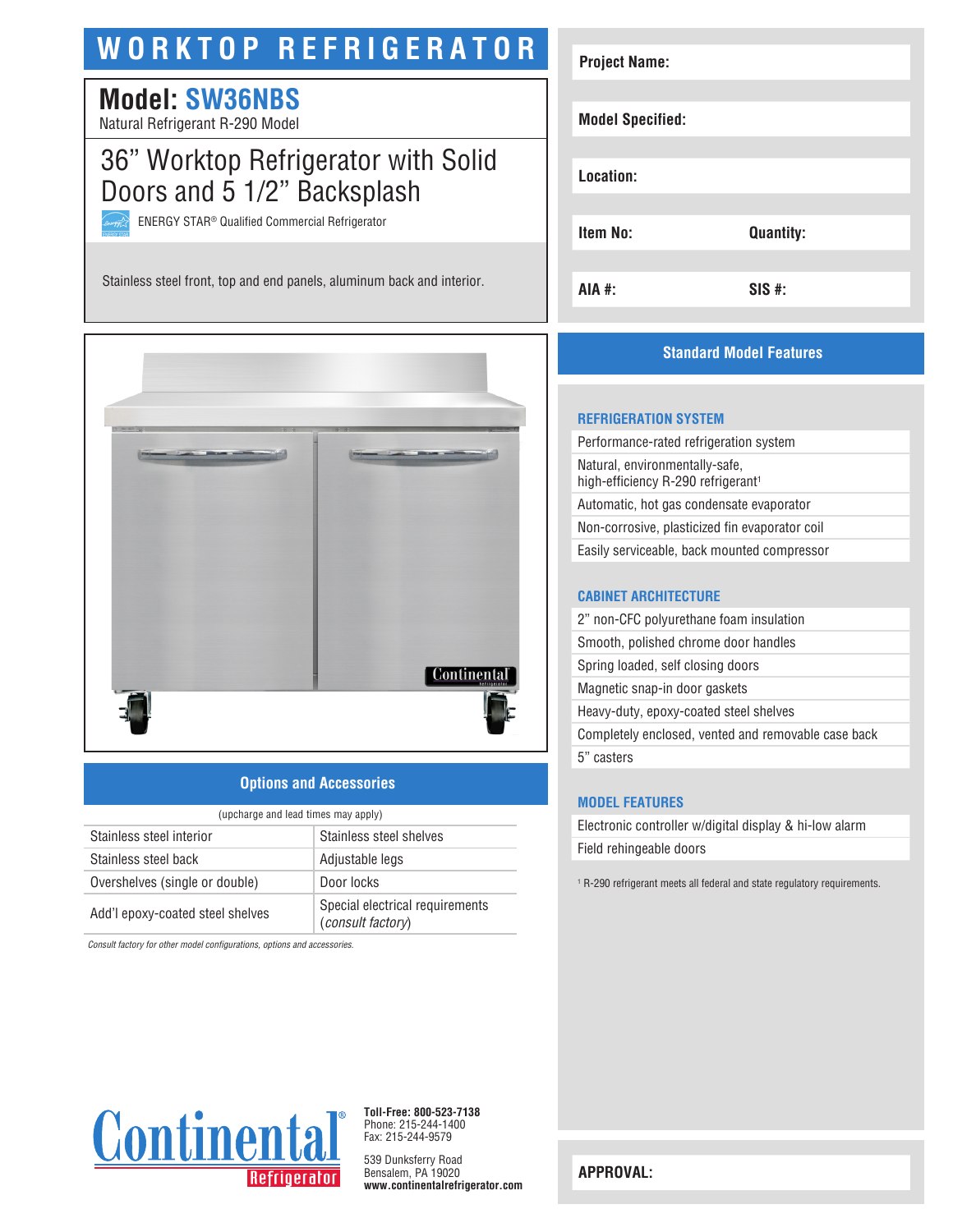# WORKTOP REFRIGERATOR

## Model: SW36NBS

Natural Refrigerant R-290 Model

## 36” Worktop Refrigerator with Solid Doors and 5 1/2” Backsplash

ENERGY STAR® Qualified Commercial Refrigerator

Stainless steel front, top and end panels, aluminum back and interior.

| Project Name: | |
|---|---|
| Model Specified: | |
| Location: | |
| Item No: | Quantity: |
| AIA #: | SIS #: |

## Options and Accessories

(upcharge and lead times may apply)

| | |
|---|---|
| Stainless steel interior | Stainless steel shelves |
| Stainless steel back | Adjustable legs |
| Overshelves (single or double) | Door locks |
| Add’l epoxy-coated steel shelves | Special electrical requirements (*consult factory*) |

*Consult factory for other model configurations, options and accessories.*

## Standard Model Features

### REFRIGERATION SYSTEM

- Performance-rated refrigeration system
- Natural, environmentally-safe, high-efficiency R-290 refrigerant[1]
- Automatic, hot gas condensate evaporator
- Non-corrosive, plasticized fin evaporator coil
- Easily serviceable, back mounted compressor

### CABINET ARCHITECTURE

- 2” non-CFC polyurethane foam insulation
- Smooth, polished chrome door handles
- Spring loaded, self closing doors
- Magnetic snap-in door gaskets
- Heavy-duty, epoxy-coated steel shelves
- Completely enclosed, vented and removable case back
- 5” casters

### MODEL FEATURES

- Electronic controller w/digital display & hi-low alarm
- Field rehingeable doors

[1] R-290 refrigerant meets all federal and state regulatory requirements.

Continental Refrigerator

**Toll-Free: 800-523-7138**
Phone: 215-244-1400
Fax: 215-244-9579

539 Dunksferry Road
Bensalem, PA 19020
**www.continentalrefrigerator.com**

**APPROVAL:**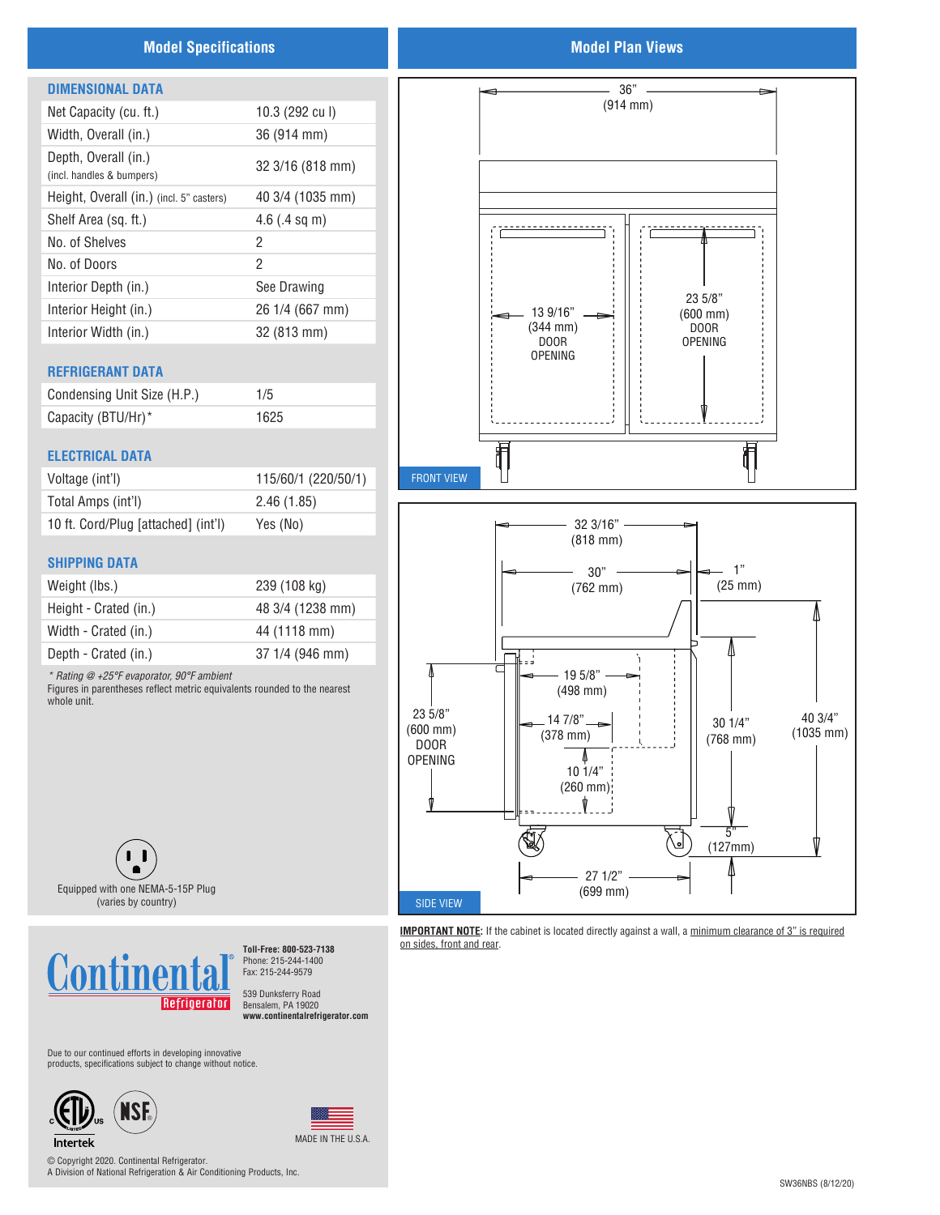## Model Specifications

### DIMENSIONAL DATA

| | |
|---|---|
| Net Capacity (cu. ft.) | 10.3 (292 cu l) |
| Width, Overall (in.) | 36 (914 mm) |
| Depth, Overall (in.) (incl. handles & bumpers) | 32 3/16 (818 mm) |
| Height, Overall (in.) (incl. 5" casters) | 40 3/4 (1035 mm) |
| Shelf Area (sq. ft.) | 4.6 (.4 sq m) |
| No. of Shelves | 2 |
| No. of Doors | 2 |
| Interior Depth (in.) | See Drawing |
| Interior Height (in.) | 26 1/4 (667 mm) |
| Interior Width (in.) | 32 (813 mm) |

### REFRIGERANT DATA

| | |
|---|---|
| Condensing Unit Size (H.P.) | 1/5 |
| Capacity (BTU/Hr)* | 1625 |

### ELECTRICAL DATA

| | |
|---|---|
| Voltage (int'l) | 115/60/1 (220/50/1) |
| Total Amps (int'l) | 2.46 (1.85) |
| 10 ft. Cord/Plug [attached] (int'l) | Yes (No) |

### SHIPPING DATA

| | |
|---|---|
| Weight (lbs.) | 239 (108 kg) |
| Height - Crated (in.) | 48 3/4 (1238 mm) |
| Width - Crated (in.) | 44 (1118 mm) |
| Depth - Crated (in.) | 37 1/4 (946 mm) |

*\* Rating @ +25°F evaporator, 90°F ambient*

Figures in parentheses reflect metric equivalents rounded to the nearest whole unit.

Equipped with one NEMA-5-15P Plug (varies by country)

## Model Plan Views

36"
(914 mm)

13 9/16"
(344 mm)
DOOR
OPENING

23 5/8"
(600 mm)
DOOR
OPENING

FRONT VIEW

32 3/16"
(818 mm)

30"
(762 mm)

1"
(25 mm)

19 5/8"
(498 mm)

23 5/8"
(600 mm)
DOOR
OPENING

14 7/8"
(378 mm)

10 1/4"
(260 mm)

30 1/4"
(768 mm)

40 3/4"
(1035 mm)

5"
(127mm)

27 1/2"
(699 mm)

SIDE VIEW

**IMPORTANT NOTE:** If the cabinet is located directly against a wall, a minimum clearance of 3" is required on sides, front and rear.

Continental Refrigerator

**Toll-Free: 800-523-7138**
Phone: 215-244-1400
Fax: 215-244-9579

539 Dunksferry Road
Bensalem, PA 19020
**www.continentalrefrigerator.com**

Due to our continued efforts in developing innovative products, specifications subject to change without notice.

Intertek

MADE IN THE U.S.A.

© Copyright 2020. Continental Refrigerator.
A Division of National Refrigeration & Air Conditioning Products, Inc.

SW36NBS (8/12/20)